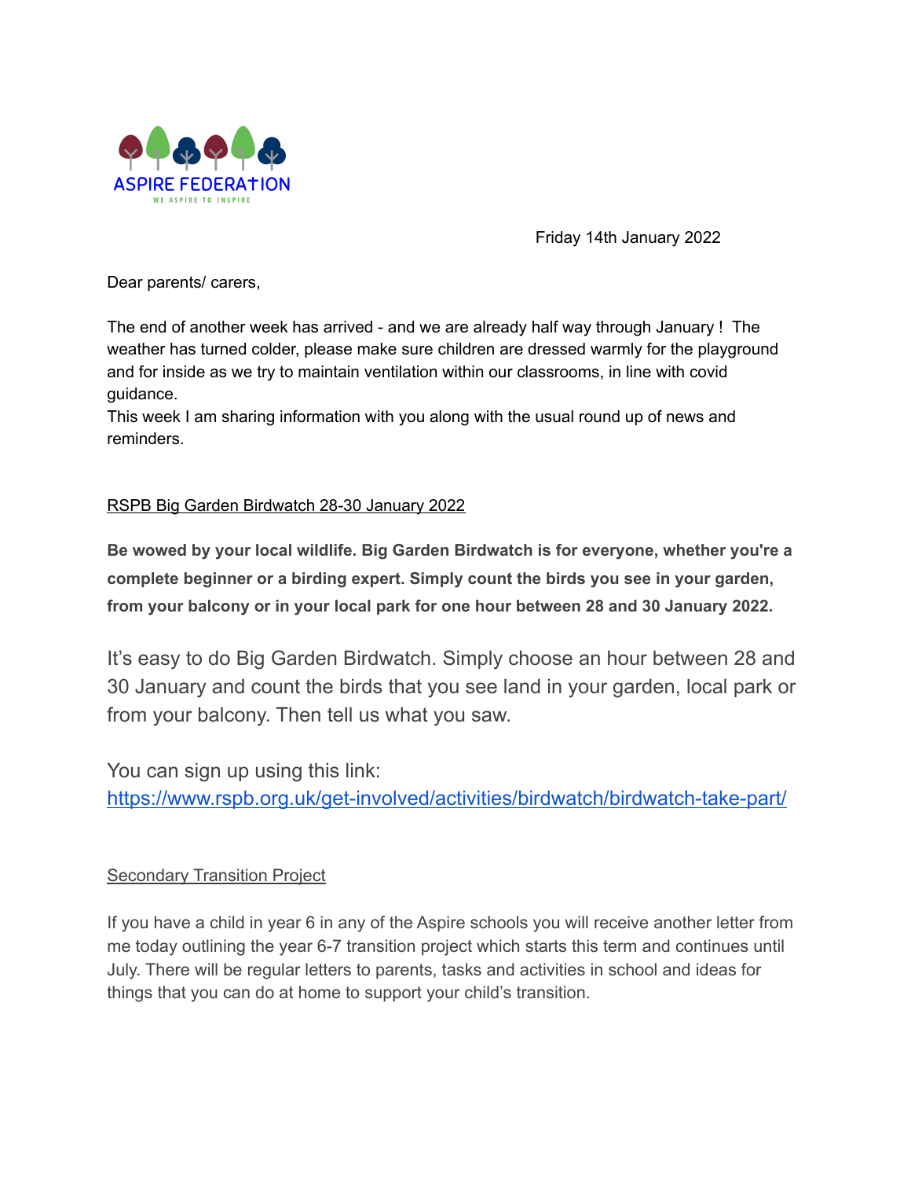ASPIRE FEDERATION

WE ASPIRE TO INSPIRE

Friday 14th January 2022

Dear parents/ carers,

The end of another week has arrived - and we are already half way through January ! The weather has turned colder, please make sure children are dressed warmly for the playground and for inside as we try to maintain ventilation within our classrooms, in line with covid guidance.
This week I am sharing information with you along with the usual round up of news and reminders.

## RSPB Big Garden Birdwatch 28-30 January 2022

**Be wowed by your local wildlife. Big Garden Birdwatch is for everyone, whether you're a complete beginner or a birding expert. Simply count the birds you see in your garden, from your balcony or in your local park for one hour between 28 and 30 January 2022.**

It's easy to do Big Garden Birdwatch. Simply choose an hour between 28 and 30 January and count the birds that you see land in your garden, local park or from your balcony. Then tell us what you saw.

You can sign up using this link:
https://www.rspb.org.uk/get-involved/activities/birdwatch/birdwatch-take-part/

## Secondary Transition Project

If you have a child in year 6 in any of the Aspire schools you will receive another letter from me today outlining the year 6-7 transition project which starts this term and continues until July. There will be regular letters to parents, tasks and activities in school and ideas for things that you can do at home to support your child's transition.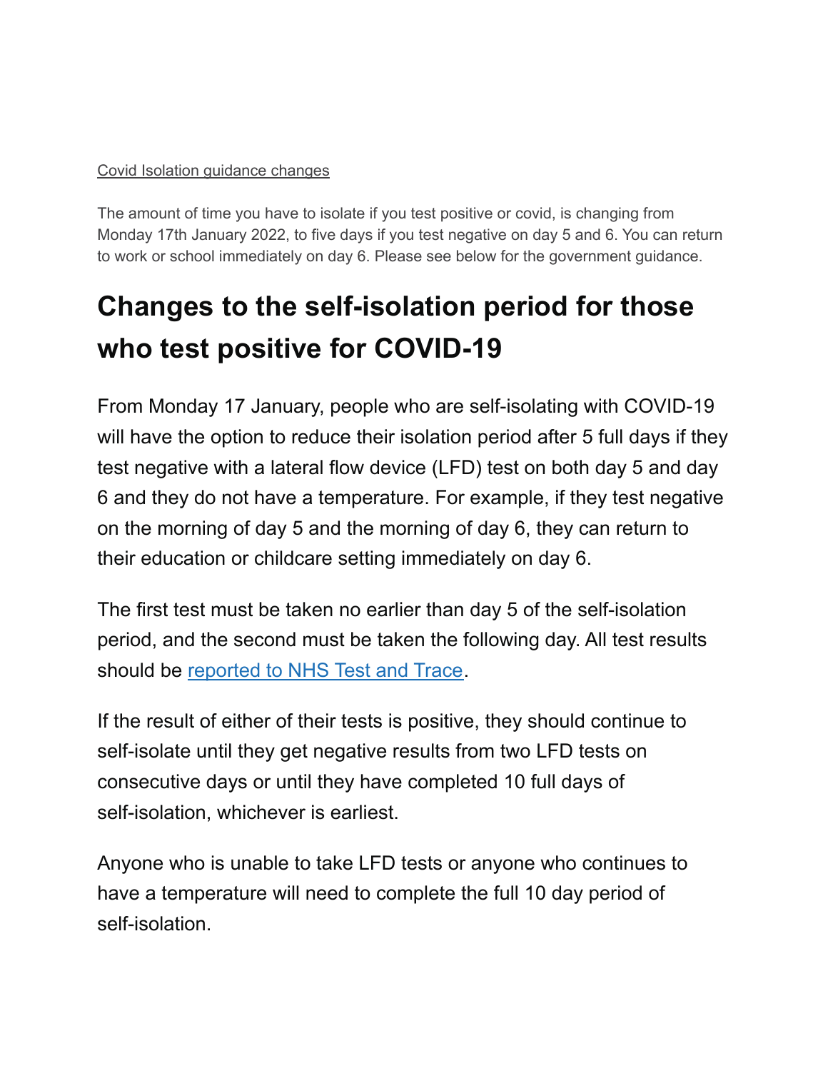Covid Isolation guidance changes

The amount of time you have to isolate if you test positive or covid, is changing from Monday 17th January 2022, to five days if you test negative on day 5 and 6. You can return to work or school immediately on day 6. Please see below for the government guidance.

# Changes to the self-isolation period for those who test positive for COVID-19

From Monday 17 January, people who are self-isolating with COVID-19 will have the option to reduce their isolation period after 5 full days if they test negative with a lateral flow device (LFD) test on both day 5 and day 6 and they do not have a temperature. For example, if they test negative on the morning of day 5 and the morning of day 6, they can return to their education or childcare setting immediately on day 6.

The first test must be taken no earlier than day 5 of the self-isolation period, and the second must be taken the following day. All test results should be reported to NHS Test and Trace.

If the result of either of their tests is positive, they should continue to self-isolate until they get negative results from two LFD tests on consecutive days or until they have completed 10 full days of self-isolation, whichever is earliest.

Anyone who is unable to take LFD tests or anyone who continues to have a temperature will need to complete the full 10 day period of self-isolation.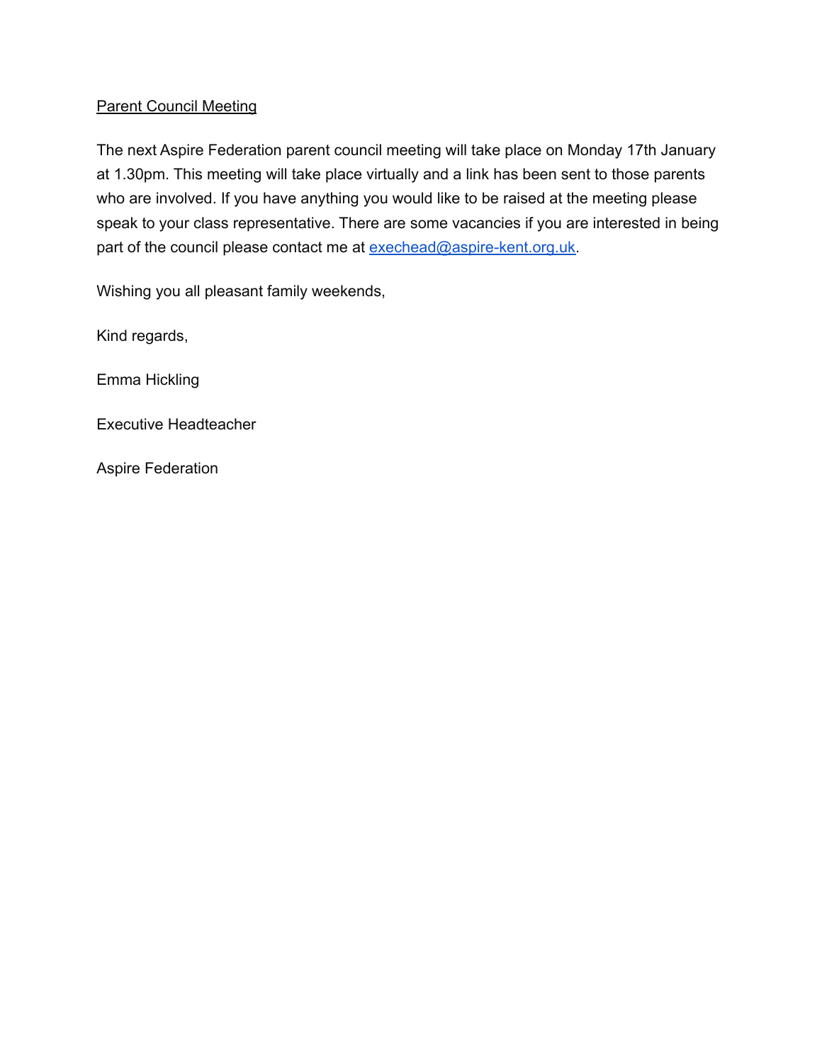<u>Parent Council Meeting</u>

The next Aspire Federation parent council meeting will take place on Monday 17th January at 1.30pm. This meeting will take place virtually and a link has been sent to those parents who are involved. If you have anything you would like to be raised at the meeting please speak to your class representative. There are some vacancies if you are interested in being part of the council please contact me at [exechead@aspire-kent.org.uk](mailto:exechead@aspire-kent.org.uk).

Wishing you all pleasant family weekends,

Kind regards,

Emma Hickling

Executive Headteacher

Aspire Federation